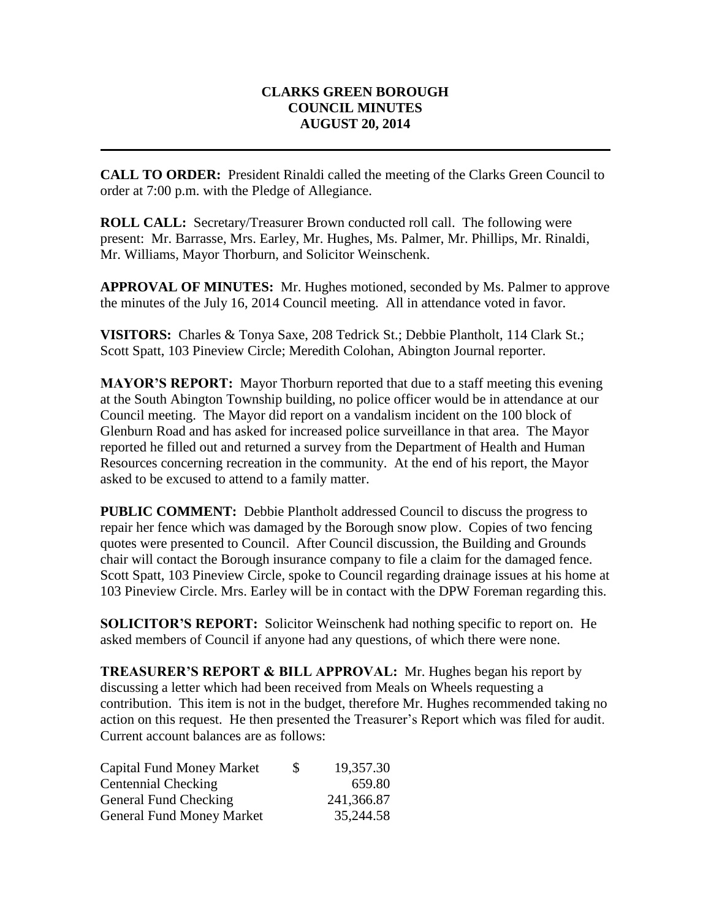**CLARKS GREEN BOROUGH**
**COUNCIL MINUTES**
**AUGUST 20, 2014**

---

**CALL TO ORDER:** President Rinaldi called the meeting of the Clarks Green Council to order at 7:00 p.m. with the Pledge of Allegiance.

**ROLL CALL:** Secretary/Treasurer Brown conducted roll call. The following were present: Mr. Barrasse, Mrs. Earley, Mr. Hughes, Ms. Palmer, Mr. Phillips, Mr. Rinaldi, Mr. Williams, Mayor Thorburn, and Solicitor Weinschenk.

**APPROVAL OF MINUTES:** Mr. Hughes motioned, seconded by Ms. Palmer to approve the minutes of the July 16, 2014 Council meeting. All in attendance voted in favor.

**VISITORS:** Charles & Tonya Saxe, 208 Tedrick St.; Debbie Plantholt, 114 Clark St.; Scott Spatt, 103 Pineview Circle; Meredith Colohan, Abington Journal reporter.

**MAYOR'S REPORT:** Mayor Thorburn reported that due to a staff meeting this evening at the South Abington Township building, no police officer would be in attendance at our Council meeting. The Mayor did report on a vandalism incident on the 100 block of Glenburn Road and has asked for increased police surveillance in that area. The Mayor reported he filled out and returned a survey from the Department of Health and Human Resources concerning recreation in the community. At the end of his report, the Mayor asked to be excused to attend to a family matter.

**PUBLIC COMMENT:** Debbie Plantholt addressed Council to discuss the progress to repair her fence which was damaged by the Borough snow plow. Copies of two fencing quotes were presented to Council. After Council discussion, the Building and Grounds chair will contact the Borough insurance company to file a claim for the damaged fence. Scott Spatt, 103 Pineview Circle, spoke to Council regarding drainage issues at his home at 103 Pineview Circle. Mrs. Earley will be in contact with the DPW Foreman regarding this.

**SOLICITOR'S REPORT:** Solicitor Weinschenk had nothing specific to report on. He asked members of Council if anyone had any questions, of which there were none.

**TREASURER'S REPORT & BILL APPROVAL:** Mr. Hughes began his report by discussing a letter which had been received from Meals on Wheels requesting a contribution. This item is not in the budget, therefore Mr. Hughes recommended taking no action on this request. He then presented the Treasurer's Report which was filed for audit. Current account balances are as follows:

| Account | | Balance |
|---|---|---|
| Capital Fund Money Market | $ | 19,357.30 |
| Centennial Checking | | 659.80 |
| General Fund Checking | | 241,366.87 |
| General Fund Money Market | | 35,244.58 |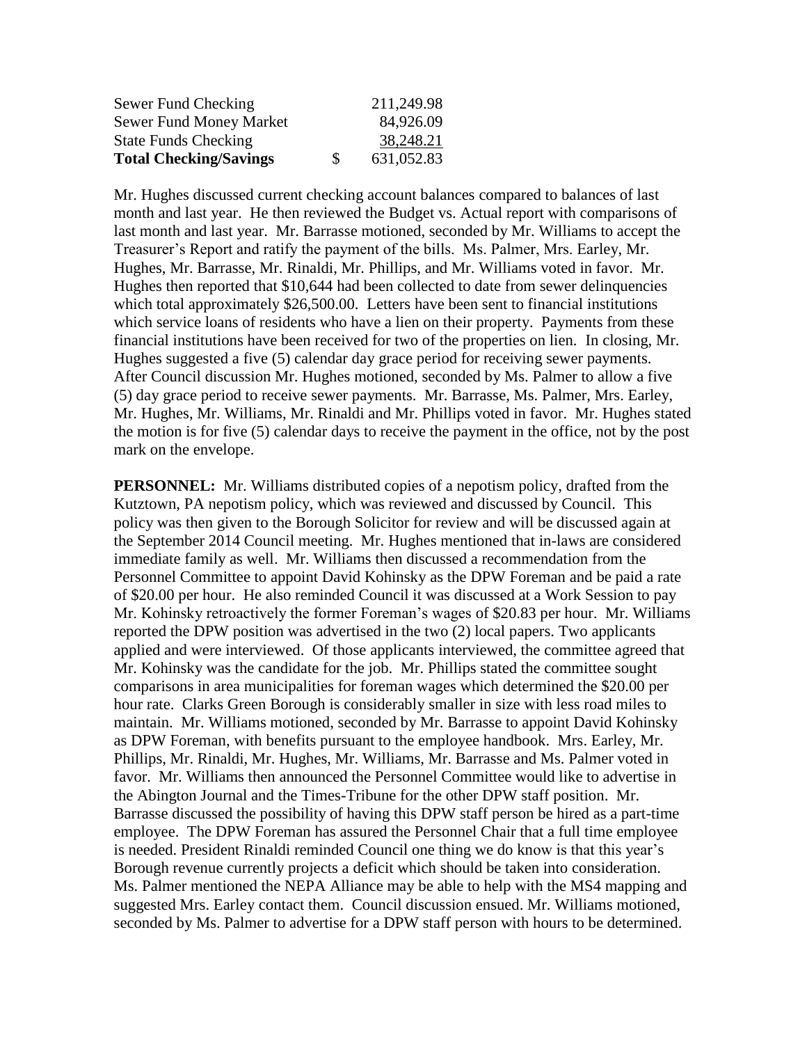| | | |
|---|---|---|
| Sewer Fund Checking | | 211,249.98 |
| Sewer Fund Money Market | | 84,926.09 |
| State Funds Checking | | 38,248.21 |
| **Total Checking/Savings** | $ | 631,052.83 |

Mr. Hughes discussed current checking account balances compared to balances of last month and last year. He then reviewed the Budget vs. Actual report with comparisons of last month and last year. Mr. Barrasse motioned, seconded by Mr. Williams to accept the Treasurer's Report and ratify the payment of the bills. Ms. Palmer, Mrs. Earley, Mr. Hughes, Mr. Barrasse, Mr. Rinaldi, Mr. Phillips, and Mr. Williams voted in favor. Mr. Hughes then reported that $10,644 had been collected to date from sewer delinquencies which total approximately $26,500.00. Letters have been sent to financial institutions which service loans of residents who have a lien on their property. Payments from these financial institutions have been received for two of the properties on lien. In closing, Mr. Hughes suggested a five (5) calendar day grace period for receiving sewer payments. After Council discussion Mr. Hughes motioned, seconded by Ms. Palmer to allow a five (5) day grace period to receive sewer payments. Mr. Barrasse, Ms. Palmer, Mrs. Earley, Mr. Hughes, Mr. Williams, Mr. Rinaldi and Mr. Phillips voted in favor. Mr. Hughes stated the motion is for five (5) calendar days to receive the payment in the office, not by the post mark on the envelope.

**PERSONNEL:** Mr. Williams distributed copies of a nepotism policy, drafted from the Kutztown, PA nepotism policy, which was reviewed and discussed by Council. This policy was then given to the Borough Solicitor for review and will be discussed again at the September 2014 Council meeting. Mr. Hughes mentioned that in-laws are considered immediate family as well. Mr. Williams then discussed a recommendation from the Personnel Committee to appoint David Kohinsky as the DPW Foreman and be paid a rate of $20.00 per hour. He also reminded Council it was discussed at a Work Session to pay Mr. Kohinsky retroactively the former Foreman's wages of $20.83 per hour. Mr. Williams reported the DPW position was advertised in the two (2) local papers. Two applicants applied and were interviewed. Of those applicants interviewed, the committee agreed that Mr. Kohinsky was the candidate for the job. Mr. Phillips stated the committee sought comparisons in area municipalities for foreman wages which determined the $20.00 per hour rate. Clarks Green Borough is considerably smaller in size with less road miles to maintain. Mr. Williams motioned, seconded by Mr. Barrasse to appoint David Kohinsky as DPW Foreman, with benefits pursuant to the employee handbook. Mrs. Earley, Mr. Phillips, Mr. Rinaldi, Mr. Hughes, Mr. Williams, Mr. Barrasse and Ms. Palmer voted in favor. Mr. Williams then announced the Personnel Committee would like to advertise in the Abington Journal and the Times-Tribune for the other DPW staff position. Mr. Barrasse discussed the possibility of having this DPW staff person be hired as a part-time employee. The DPW Foreman has assured the Personnel Chair that a full time employee is needed. President Rinaldi reminded Council one thing we do know is that this year's Borough revenue currently projects a deficit which should be taken into consideration. Ms. Palmer mentioned the NEPA Alliance may be able to help with the MS4 mapping and suggested Mrs. Earley contact them. Council discussion ensued. Mr. Williams motioned, seconded by Ms. Palmer to advertise for a DPW staff person with hours to be determined.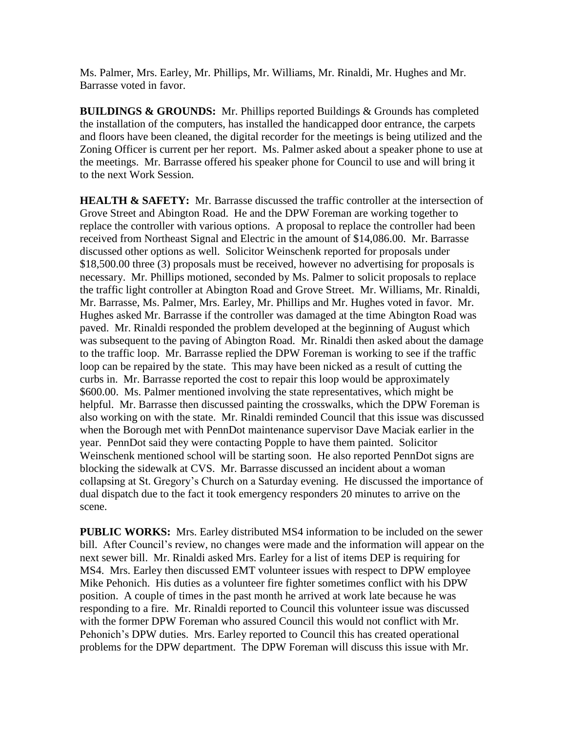Ms. Palmer, Mrs. Earley, Mr. Phillips, Mr. Williams, Mr. Rinaldi, Mr. Hughes and Mr. Barrasse voted in favor.

**BUILDINGS & GROUNDS:** Mr. Phillips reported Buildings & Grounds has completed the installation of the computers, has installed the handicapped door entrance, the carpets and floors have been cleaned, the digital recorder for the meetings is being utilized and the Zoning Officer is current per her report. Ms. Palmer asked about a speaker phone to use at the meetings. Mr. Barrasse offered his speaker phone for Council to use and will bring it to the next Work Session.

**HEALTH & SAFETY:** Mr. Barrasse discussed the traffic controller at the intersection of Grove Street and Abington Road. He and the DPW Foreman are working together to replace the controller with various options. A proposal to replace the controller had been received from Northeast Signal and Electric in the amount of $14,086.00. Mr. Barrasse discussed other options as well. Solicitor Weinschenk reported for proposals under $18,500.00 three (3) proposals must be received, however no advertising for proposals is necessary. Mr. Phillips motioned, seconded by Ms. Palmer to solicit proposals to replace the traffic light controller at Abington Road and Grove Street. Mr. Williams, Mr. Rinaldi, Mr. Barrasse, Ms. Palmer, Mrs. Earley, Mr. Phillips and Mr. Hughes voted in favor. Mr. Hughes asked Mr. Barrasse if the controller was damaged at the time Abington Road was paved. Mr. Rinaldi responded the problem developed at the beginning of August which was subsequent to the paving of Abington Road. Mr. Rinaldi then asked about the damage to the traffic loop. Mr. Barrasse replied the DPW Foreman is working to see if the traffic loop can be repaired by the state. This may have been nicked as a result of cutting the curbs in. Mr. Barrasse reported the cost to repair this loop would be approximately $600.00. Ms. Palmer mentioned involving the state representatives, which might be helpful. Mr. Barrasse then discussed painting the crosswalks, which the DPW Foreman is also working on with the state. Mr. Rinaldi reminded Council that this issue was discussed when the Borough met with PennDot maintenance supervisor Dave Maciak earlier in the year. PennDot said they were contacting Popple to have them painted. Solicitor Weinschenk mentioned school will be starting soon. He also reported PennDot signs are blocking the sidewalk at CVS. Mr. Barrasse discussed an incident about a woman collapsing at St. Gregory's Church on a Saturday evening. He discussed the importance of dual dispatch due to the fact it took emergency responders 20 minutes to arrive on the scene.

**PUBLIC WORKS:** Mrs. Earley distributed MS4 information to be included on the sewer bill. After Council's review, no changes were made and the information will appear on the next sewer bill. Mr. Rinaldi asked Mrs. Earley for a list of items DEP is requiring for MS4. Mrs. Earley then discussed EMT volunteer issues with respect to DPW employee Mike Pehonich. His duties as a volunteer fire fighter sometimes conflict with his DPW position. A couple of times in the past month he arrived at work late because he was responding to a fire. Mr. Rinaldi reported to Council this volunteer issue was discussed with the former DPW Foreman who assured Council this would not conflict with Mr. Pehonich's DPW duties. Mrs. Earley reported to Council this has created operational problems for the DPW department. The DPW Foreman will discuss this issue with Mr.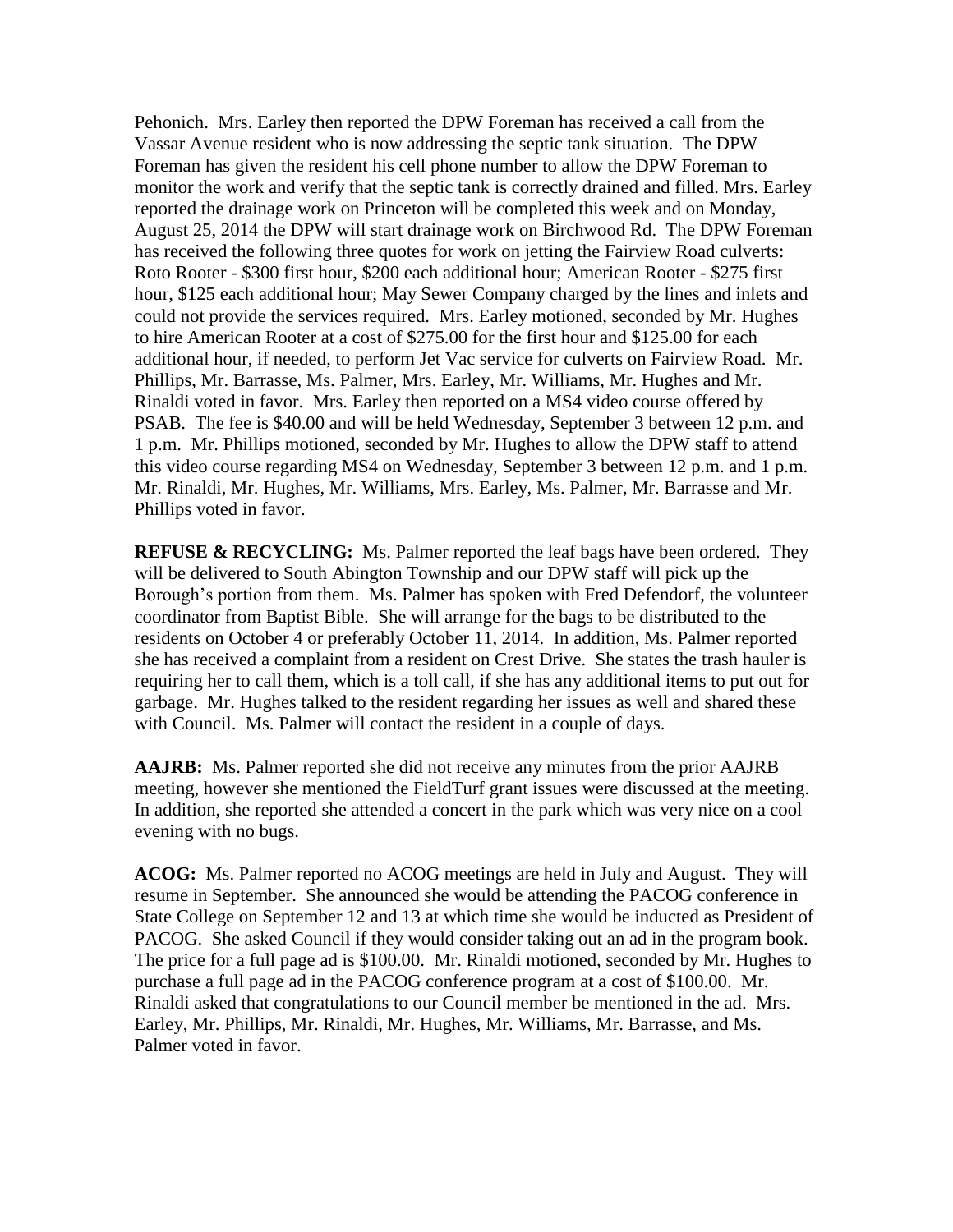Pehonich. Mrs. Earley then reported the DPW Foreman has received a call from the Vassar Avenue resident who is now addressing the septic tank situation. The DPW Foreman has given the resident his cell phone number to allow the DPW Foreman to monitor the work and verify that the septic tank is correctly drained and filled. Mrs. Earley reported the drainage work on Princeton will be completed this week and on Monday, August 25, 2014 the DPW will start drainage work on Birchwood Rd. The DPW Foreman has received the following three quotes for work on jetting the Fairview Road culverts: Roto Rooter - $300 first hour, $200 each additional hour; American Rooter - $275 first hour, $125 each additional hour; May Sewer Company charged by the lines and inlets and could not provide the services required. Mrs. Earley motioned, seconded by Mr. Hughes to hire American Rooter at a cost of $275.00 for the first hour and $125.00 for each additional hour, if needed, to perform Jet Vac service for culverts on Fairview Road. Mr. Phillips, Mr. Barrasse, Ms. Palmer, Mrs. Earley, Mr. Williams, Mr. Hughes and Mr. Rinaldi voted in favor. Mrs. Earley then reported on a MS4 video course offered by PSAB. The fee is $40.00 and will be held Wednesday, September 3 between 12 p.m. and 1 p.m. Mr. Phillips motioned, seconded by Mr. Hughes to allow the DPW staff to attend this video course regarding MS4 on Wednesday, September 3 between 12 p.m. and 1 p.m. Mr. Rinaldi, Mr. Hughes, Mr. Williams, Mrs. Earley, Ms. Palmer, Mr. Barrasse and Mr. Phillips voted in favor.

**REFUSE & RECYCLING:** Ms. Palmer reported the leaf bags have been ordered. They will be delivered to South Abington Township and our DPW staff will pick up the Borough's portion from them. Ms. Palmer has spoken with Fred Defendorf, the volunteer coordinator from Baptist Bible. She will arrange for the bags to be distributed to the residents on October 4 or preferably October 11, 2014. In addition, Ms. Palmer reported she has received a complaint from a resident on Crest Drive. She states the trash hauler is requiring her to call them, which is a toll call, if she has any additional items to put out for garbage. Mr. Hughes talked to the resident regarding her issues as well and shared these with Council. Ms. Palmer will contact the resident in a couple of days.

**AAJRB:** Ms. Palmer reported she did not receive any minutes from the prior AAJRB meeting, however she mentioned the FieldTurf grant issues were discussed at the meeting. In addition, she reported she attended a concert in the park which was very nice on a cool evening with no bugs.

**ACOG:** Ms. Palmer reported no ACOG meetings are held in July and August. They will resume in September. She announced she would be attending the PACOG conference in State College on September 12 and 13 at which time she would be inducted as President of PACOG. She asked Council if they would consider taking out an ad in the program book. The price for a full page ad is $100.00. Mr. Rinaldi motioned, seconded by Mr. Hughes to purchase a full page ad in the PACOG conference program at a cost of $100.00. Mr. Rinaldi asked that congratulations to our Council member be mentioned in the ad. Mrs. Earley, Mr. Phillips, Mr. Rinaldi, Mr. Hughes, Mr. Williams, Mr. Barrasse, and Ms. Palmer voted in favor.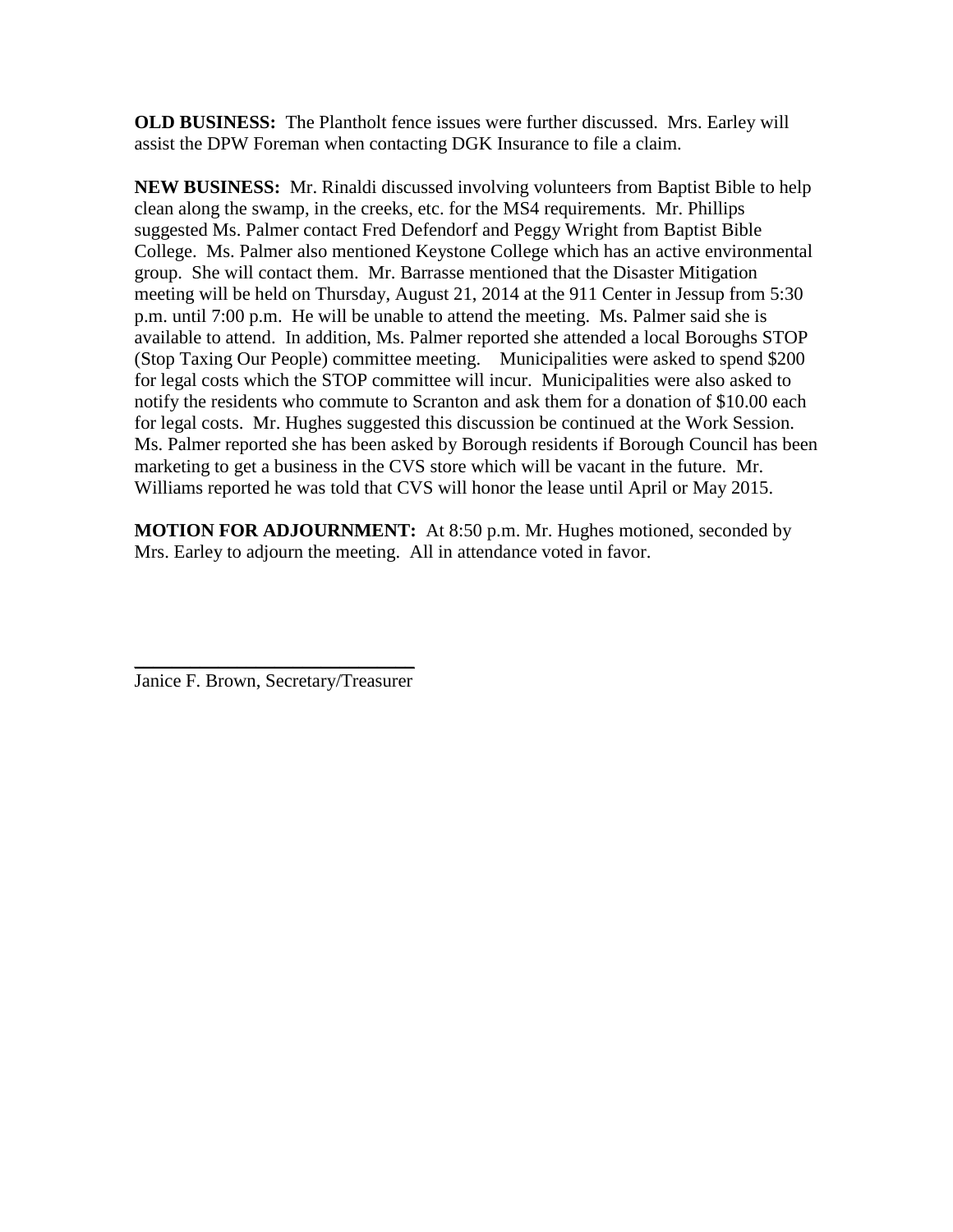**OLD BUSINESS:** The Plantholt fence issues were further discussed. Mrs. Earley will assist the DPW Foreman when contacting DGK Insurance to file a claim.

**NEW BUSINESS:** Mr. Rinaldi discussed involving volunteers from Baptist Bible to help clean along the swamp, in the creeks, etc. for the MS4 requirements. Mr. Phillips suggested Ms. Palmer contact Fred Defendorf and Peggy Wright from Baptist Bible College. Ms. Palmer also mentioned Keystone College which has an active environmental group. She will contact them. Mr. Barrasse mentioned that the Disaster Mitigation meeting will be held on Thursday, August 21, 2014 at the 911 Center in Jessup from 5:30 p.m. until 7:00 p.m. He will be unable to attend the meeting. Ms. Palmer said she is available to attend. In addition, Ms. Palmer reported she attended a local Boroughs STOP (Stop Taxing Our People) committee meeting. Municipalities were asked to spend $200 for legal costs which the STOP committee will incur. Municipalities were also asked to notify the residents who commute to Scranton and ask them for a donation of $10.00 each for legal costs. Mr. Hughes suggested this discussion be continued at the Work Session. Ms. Palmer reported she has been asked by Borough residents if Borough Council has been marketing to get a business in the CVS store which will be vacant in the future. Mr. Williams reported he was told that CVS will honor the lease until April or May 2015.

**MOTION FOR ADJOURNMENT:** At 8:50 p.m. Mr. Hughes motioned, seconded by Mrs. Earley to adjourn the meeting. All in attendance voted in favor.

\_\_\_\_\_\_\_\_\_\_\_\_\_\_\_\_\_\_\_\_\_\_\_\_\_\_\_\_\_\_

Janice F. Brown, Secretary/Treasurer